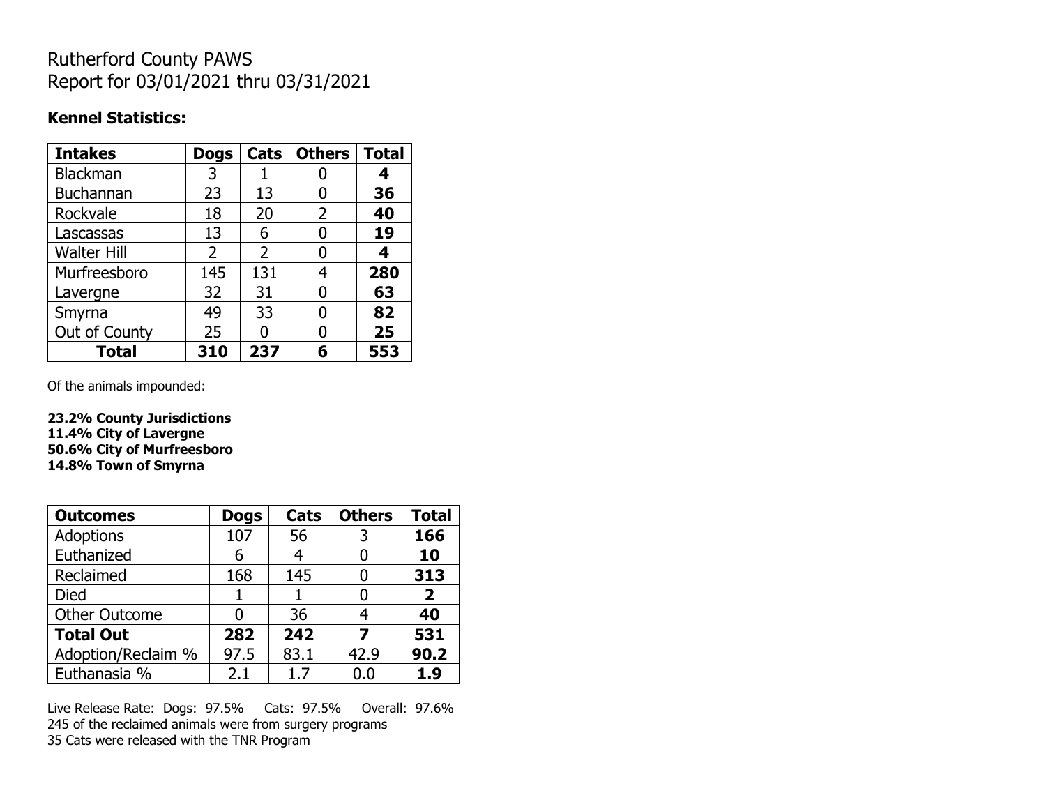# Rutherford County PAWS
Report for 03/01/2021 thru 03/31/2021

**Kennel Statistics:**

| Intakes | Dogs | Cats | Others | Total |
|---|---|---|---|---|
| Blackman | 3 | 1 | 0 | **4** |
| Buchannan | 23 | 13 | 0 | **36** |
| Rockvale | 18 | 20 | 2 | **40** |
| Lascassas | 13 | 6 | 0 | **19** |
| Walter Hill | 2 | 2 | 0 | **4** |
| Murfreesboro | 145 | 131 | 4 | **280** |
| Lavergne | 32 | 31 | 0 | **63** |
| Smyrna | 49 | 33 | 0 | **82** |
| Out of County | 25 | 0 | 0 | **25** |
| **Total** | **310** | **237** | **6** | **553** |

Of the animals impounded:

**23.2% County Jurisdictions**
**11.4% City of Lavergne**
**50.6% City of Murfreesboro**
**14.8% Town of Smyrna**

| Outcomes | Dogs | Cats | Others | Total |
|---|---|---|---|---|
| Adoptions | 107 | 56 | 3 | **166** |
| Euthanized | 6 | 4 | 0 | **10** |
| Reclaimed | 168 | 145 | 0 | **313** |
| Died | 1 | 1 | 0 | **2** |
| Other Outcome | 0 | 36 | 4 | **40** |
| **Total Out** | **282** | **242** | **7** | **531** |
| Adoption/Reclaim % | 97.5 | 83.1 | 42.9 | **90.2** |
| Euthanasia % | 2.1 | 1.7 | 0.0 | **1.9** |

Live Release Rate: Dogs: 97.5% Cats: 97.5% Overall: 97.6%
245 of the reclaimed animals were from surgery programs
35 Cats were released with the TNR Program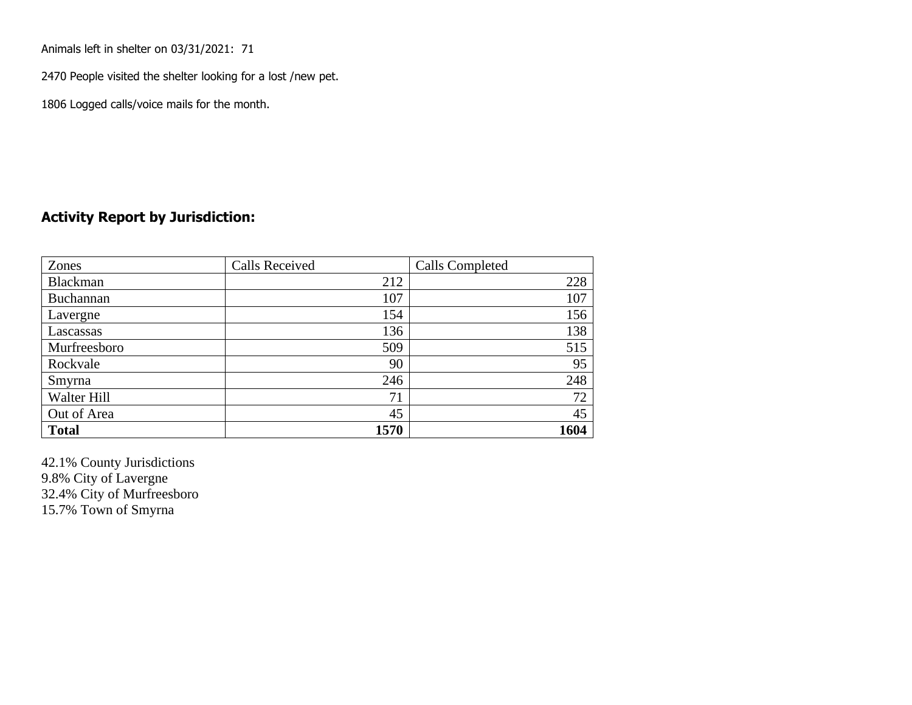Animals left in shelter on 03/31/2021: 71

2470 People visited the shelter looking for a lost /new pet.

1806 Logged calls/voice mails for the month.

## Activity Report by Jurisdiction:

| Zones | Calls Received | Calls Completed |
|---|---|---|
| Blackman | 212 | 228 |
| Buchannan | 107 | 107 |
| Lavergne | 154 | 156 |
| Lascassas | 136 | 138 |
| Murfreesboro | 509 | 515 |
| Rockvale | 90 | 95 |
| Smyrna | 246 | 248 |
| Walter Hill | 71 | 72 |
| Out of Area | 45 | 45 |
| **Total** | **1570** | **1604** |

42.1% County Jurisdictions
9.8% City of Lavergne
32.4% City of Murfreesboro
15.7% Town of Smyrna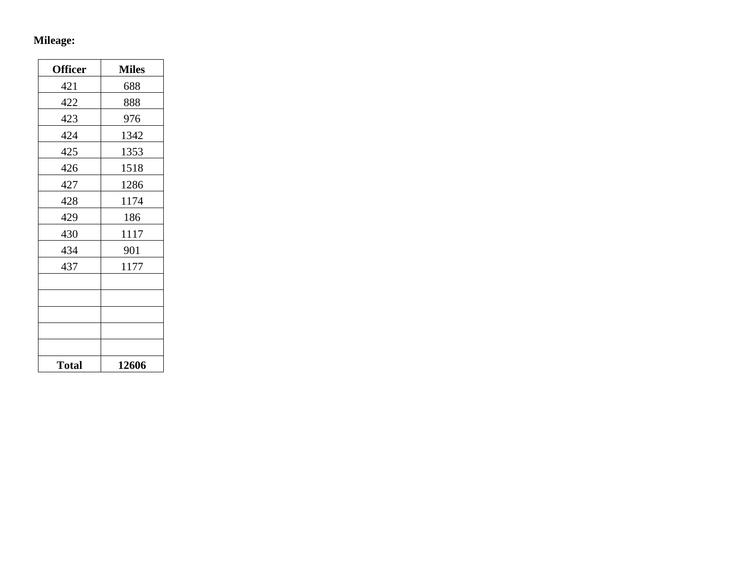**Mileage:**

| Officer | Miles |
|---|---|
| 421 | 688 |
| 422 | 888 |
| 423 | 976 |
| 424 | 1342 |
| 425 | 1353 |
| 426 | 1518 |
| 427 | 1286 |
| 428 | 1174 |
| 429 | 186 |
| 430 | 1117 |
| 434 | 901 |
| 437 | 1177 |
| | |
| | |
| | |
| | |
| | |
| **Total** | **12606** |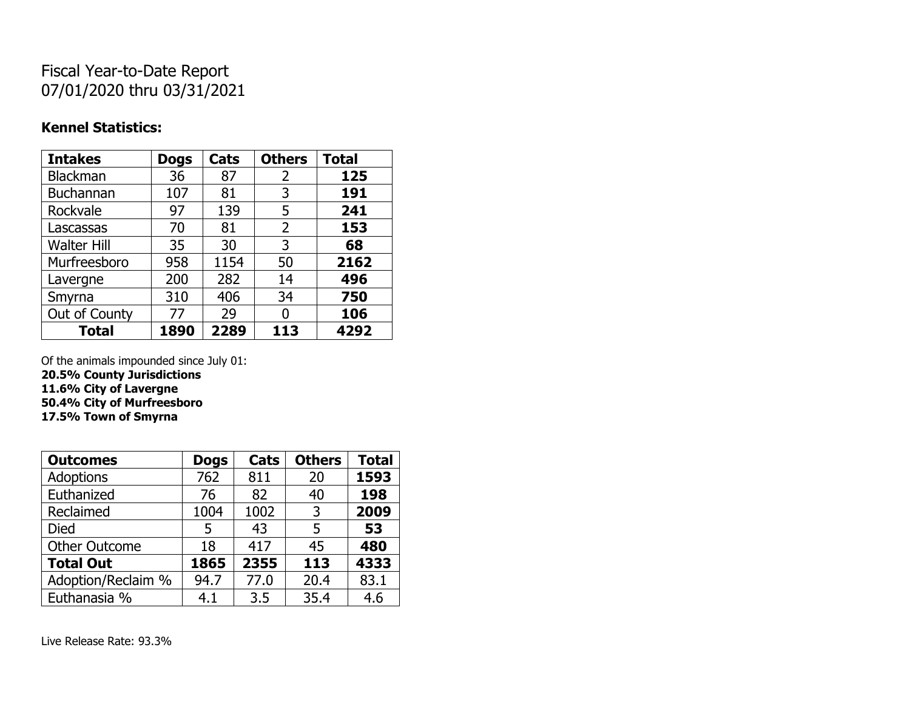# Fiscal Year-to-Date Report
07/01/2020 thru 03/31/2021

### Kennel Statistics:

| Intakes | Dogs | Cats | Others | Total |
|---|---|---|---|---|
| Blackman | 36 | 87 | 2 | **125** |
| Buchannan | 107 | 81 | 3 | **191** |
| Rockvale | 97 | 139 | 5 | **241** |
| Lascassas | 70 | 81 | 2 | **153** |
| Walter Hill | 35 | 30 | 3 | **68** |
| Murfreesboro | 958 | 1154 | 50 | **2162** |
| Lavergne | 200 | 282 | 14 | **496** |
| Smyrna | 310 | 406 | 34 | **750** |
| Out of County | 77 | 29 | 0 | **106** |
| **Total** | **1890** | **2289** | **113** | **4292** |

Of the animals impounded since July 01:
**20.5% County Jurisdictions**
**11.6% City of Lavergne**
**50.4% City of Murfreesboro**
**17.5% Town of Smyrna**

| Outcomes | Dogs | Cats | Others | Total |
|---|---|---|---|---|
| Adoptions | 762 | 811 | 20 | **1593** |
| Euthanized | 76 | 82 | 40 | **198** |
| Reclaimed | 1004 | 1002 | 3 | **2009** |
| Died | 5 | 43 | 5 | **53** |
| Other Outcome | 18 | 417 | 45 | **480** |
| **Total Out** | **1865** | **2355** | **113** | **4333** |
| Adoption/Reclaim % | 94.7 | 77.0 | 20.4 | 83.1 |
| Euthanasia % | 4.1 | 3.5 | 35.4 | 4.6 |

Live Release Rate: 93.3%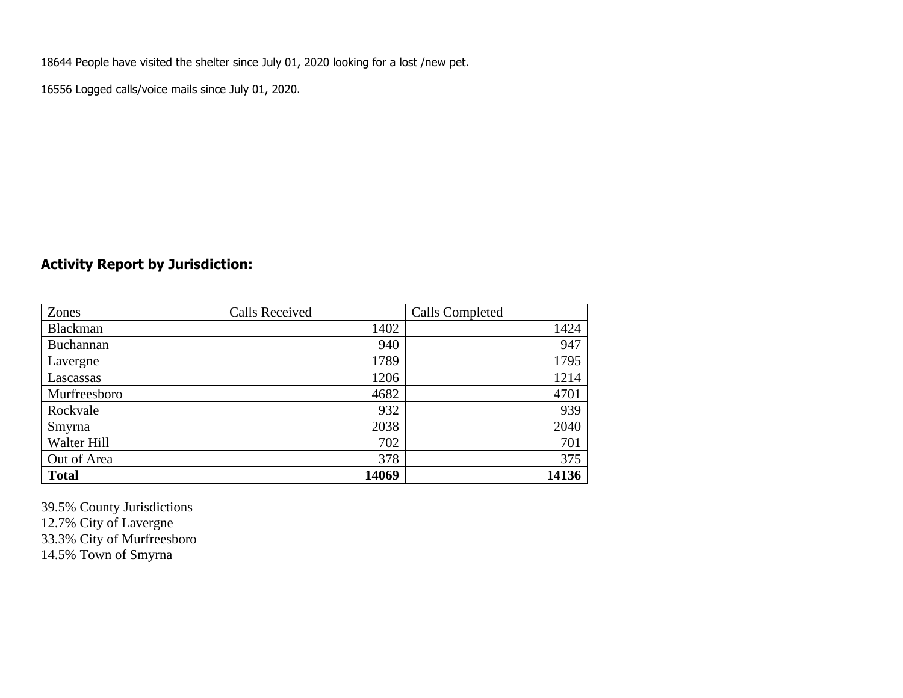18644 People have visited the shelter since July 01, 2020 looking for a lost /new pet.

16556 Logged calls/voice mails since July 01, 2020.

## Activity Report by Jurisdiction:

| Zones | Calls Received | Calls Completed |
|---|---|---|
| Blackman | 1402 | 1424 |
| Buchannan | 940 | 947 |
| Lavergne | 1789 | 1795 |
| Lascassas | 1206 | 1214 |
| Murfreesboro | 4682 | 4701 |
| Rockvale | 932 | 939 |
| Smyrna | 2038 | 2040 |
| Walter Hill | 702 | 701 |
| Out of Area | 378 | 375 |
| **Total** | **14069** | **14136** |

39.5% County Jurisdictions
12.7% City of Lavergne
33.3% City of Murfreesboro
14.5% Town of Smyrna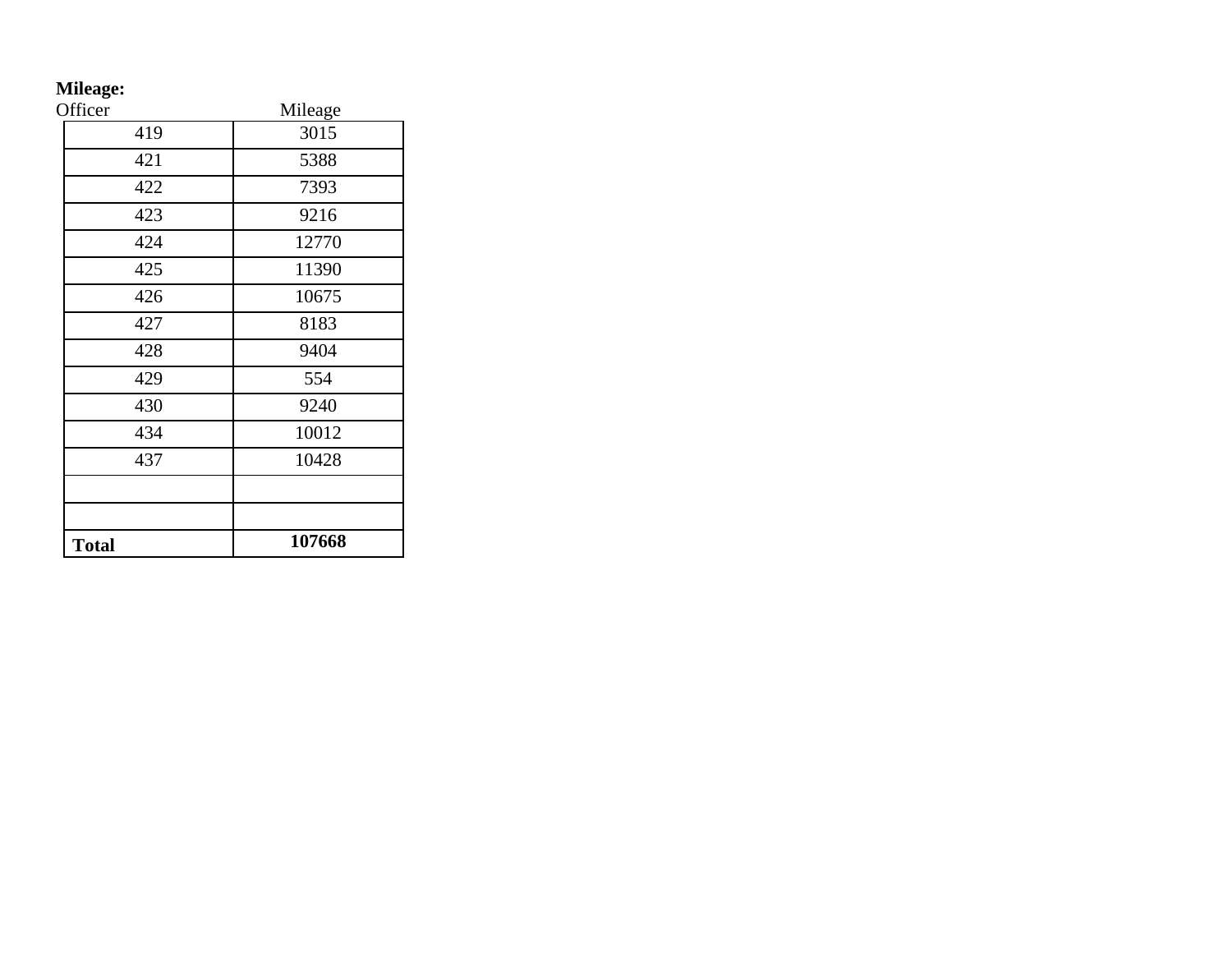**Mileage:**

| Officer | Mileage |
|---|---|
| 419 | 3015 |
| 421 | 5388 |
| 422 | 7393 |
| 423 | 9216 |
| 424 | 12770 |
| 425 | 11390 |
| 426 | 10675 |
| 427 | 8183 |
| 428 | 9404 |
| 429 | 554 |
| 430 | 9240 |
| 434 | 10012 |
| 437 | 10428 |
| | |
| | |
| **Total** | **107668** |